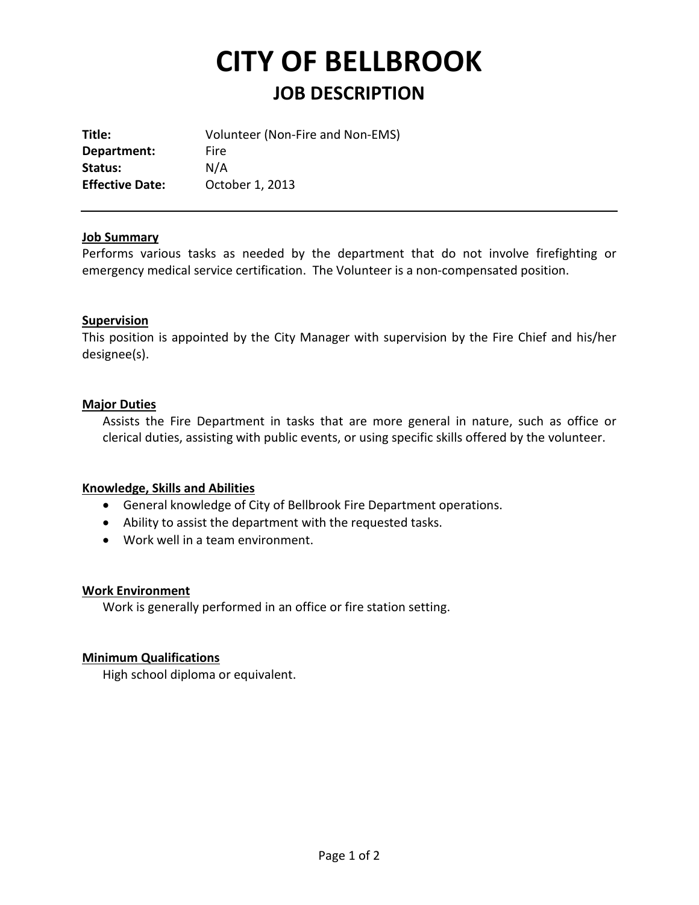# CITY OF BELLBROOK

## JOB DESCRIPTION

**Title:** Volunteer (Non-Fire and Non-EMS)
**Department:** Fire
**Status:** N/A
**Effective Date:** October 1, 2013

---

**Job Summary**

Performs various tasks as needed by the department that do not involve firefighting or emergency medical service certification. The Volunteer is a non-compensated position.

**Supervision**

This position is appointed by the City Manager with supervision by the Fire Chief and his/her designee(s).

**Major Duties**

Assists the Fire Department in tasks that are more general in nature, such as office or clerical duties, assisting with public events, or using specific skills offered by the volunteer.

**Knowledge, Skills and Abilities**

- General knowledge of City of Bellbrook Fire Department operations.
- Ability to assist the department with the requested tasks.
- Work well in a team environment.

**Work Environment**

Work is generally performed in an office or fire station setting.

**Minimum Qualifications**

High school diploma or equivalent.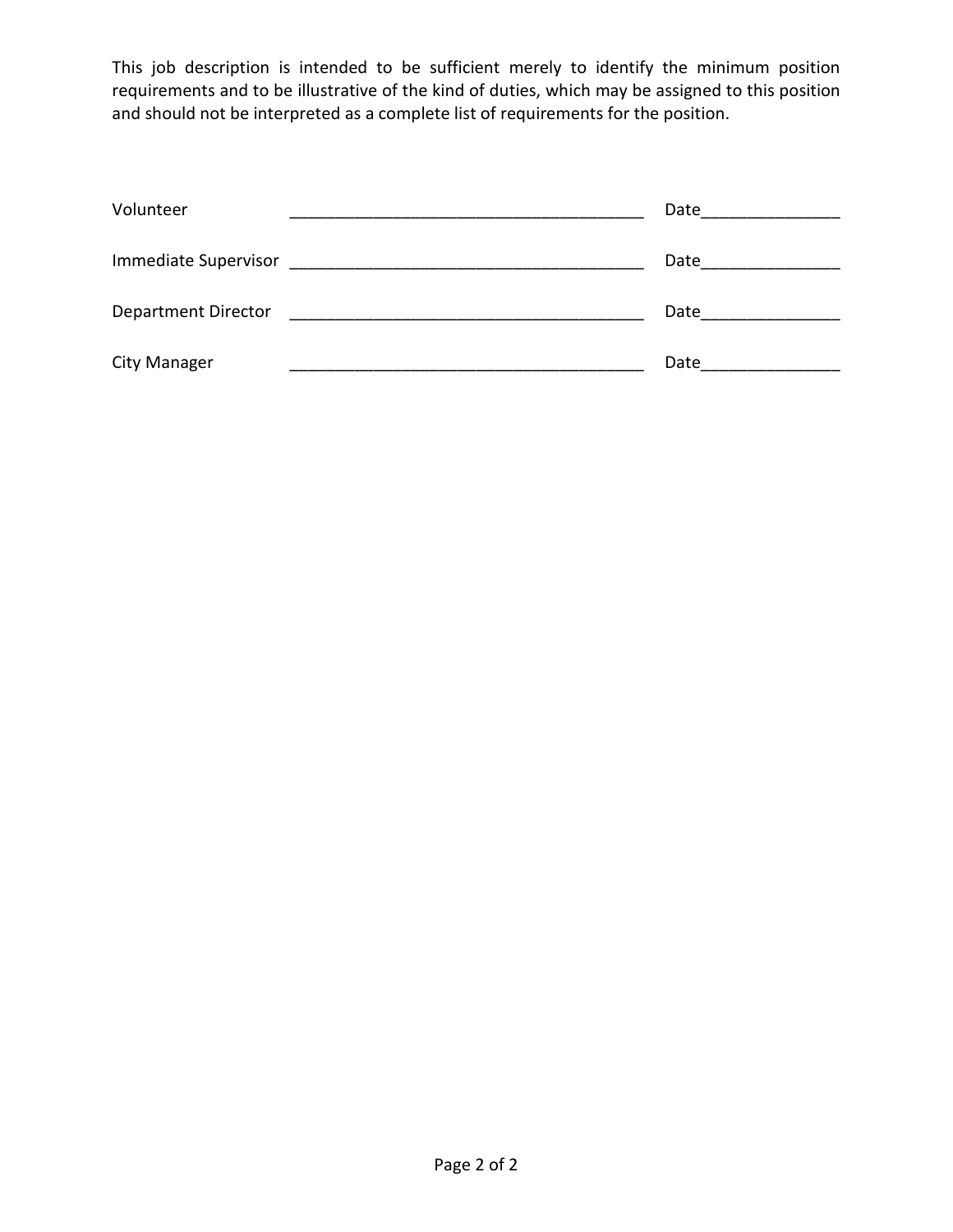This job description is intended to be sufficient merely to identify the minimum position requirements and to be illustrative of the kind of duties, which may be assigned to this position and should not be interpreted as a complete list of requirements for the position.

Volunteer _______________________________________ Date_______________

Immediate Supervisor _______________________________________ Date_______________

Department Director _______________________________________ Date_______________

City Manager _______________________________________ Date_______________